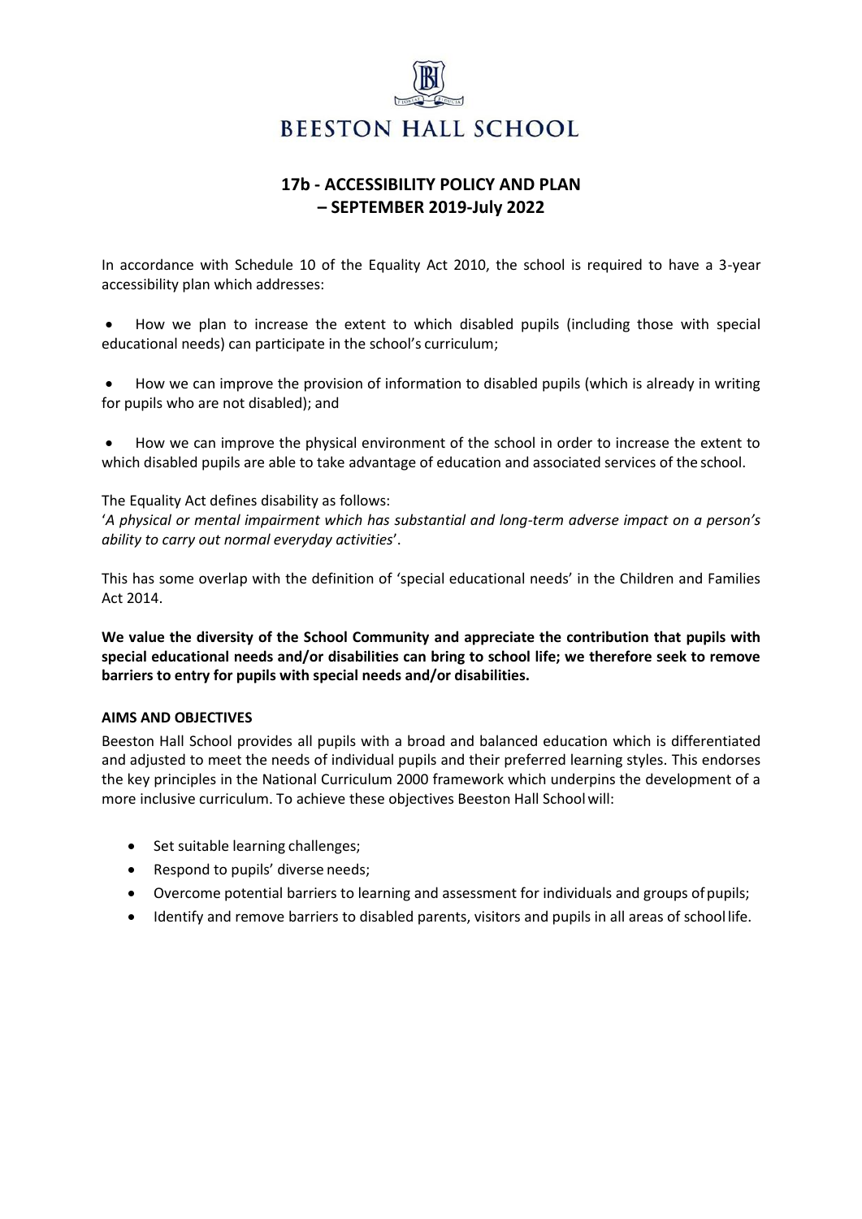# BEESTON HALL SCHOOL

## 17b - ACCESSIBILITY POLICY AND PLAN – SEPTEMBER 2019-July 2022

In accordance with Schedule 10 of the Equality Act 2010, the school is required to have a 3-year accessibility plan which addresses:

- How we plan to increase the extent to which disabled pupils (including those with special educational needs) can participate in the school's curriculum;
- How we can improve the provision of information to disabled pupils (which is already in writing for pupils who are not disabled); and
- How we can improve the physical environment of the school in order to increase the extent to which disabled pupils are able to take advantage of education and associated services of the school.

The Equality Act defines disability as follows:
'*A physical or mental impairment which has substantial and long-term adverse impact on a person's ability to carry out normal everyday activities*'.

This has some overlap with the definition of 'special educational needs' in the Children and Families Act 2014.

**We value the diversity of the School Community and appreciate the contribution that pupils with special educational needs and/or disabilities can bring to school life; we therefore seek to remove barriers to entry for pupils with special needs and/or disabilities.**

### AIMS AND OBJECTIVES

Beeston Hall School provides all pupils with a broad and balanced education which is differentiated and adjusted to meet the needs of individual pupils and their preferred learning styles. This endorses the key principles in the National Curriculum 2000 framework which underpins the development of a more inclusive curriculum. To achieve these objectives Beeston Hall School will:

- Set suitable learning challenges;
- Respond to pupils' diverse needs;
- Overcome potential barriers to learning and assessment for individuals and groups of pupils;
- Identify and remove barriers to disabled parents, visitors and pupils in all areas of school life.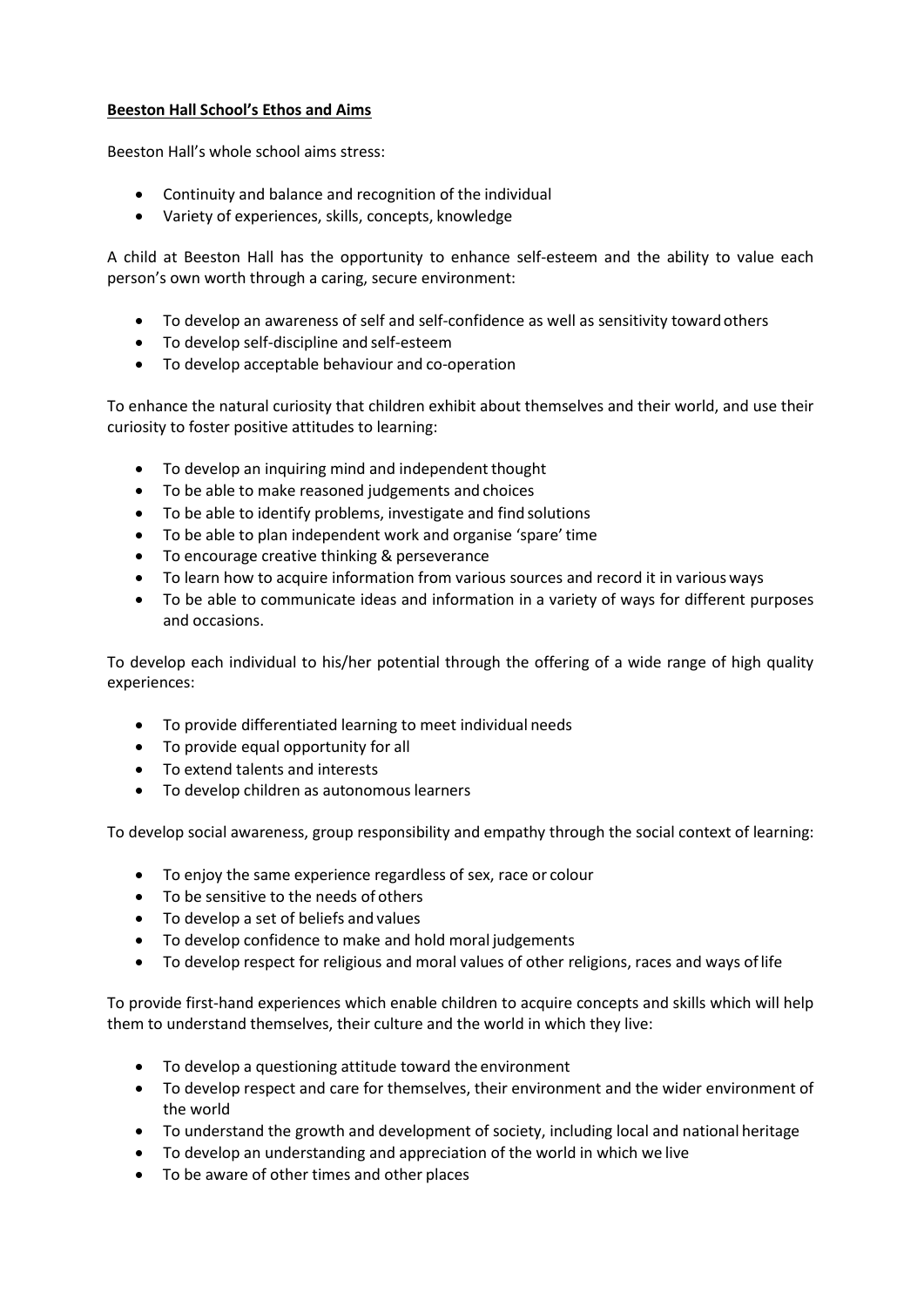**Beeston Hall School's Ethos and Aims**

Beeston Hall's whole school aims stress:

- Continuity and balance and recognition of the individual
- Variety of experiences, skills, concepts, knowledge

A child at Beeston Hall has the opportunity to enhance self-esteem and the ability to value each person's own worth through a caring, secure environment:

- To develop an awareness of self and self-confidence as well as sensitivity toward others
- To develop self-discipline and self-esteem
- To develop acceptable behaviour and co-operation

To enhance the natural curiosity that children exhibit about themselves and their world, and use their curiosity to foster positive attitudes to learning:

- To develop an inquiring mind and independent thought
- To be able to make reasoned judgements and choices
- To be able to identify problems, investigate and find solutions
- To be able to plan independent work and organise 'spare' time
- To encourage creative thinking & perseverance
- To learn how to acquire information from various sources and record it in various ways
- To be able to communicate ideas and information in a variety of ways for different purposes and occasions.

To develop each individual to his/her potential through the offering of a wide range of high quality experiences:

- To provide differentiated learning to meet individual needs
- To provide equal opportunity for all
- To extend talents and interests
- To develop children as autonomous learners

To develop social awareness, group responsibility and empathy through the social context of learning:

- To enjoy the same experience regardless of sex, race or colour
- To be sensitive to the needs of others
- To develop a set of beliefs and values
- To develop confidence to make and hold moral judgements
- To develop respect for religious and moral values of other religions, races and ways of life

To provide first-hand experiences which enable children to acquire concepts and skills which will help them to understand themselves, their culture and the world in which they live:

- To develop a questioning attitude toward the environment
- To develop respect and care for themselves, their environment and the wider environment of the world
- To understand the growth and development of society, including local and national heritage
- To develop an understanding and appreciation of the world in which we live
- To be aware of other times and other places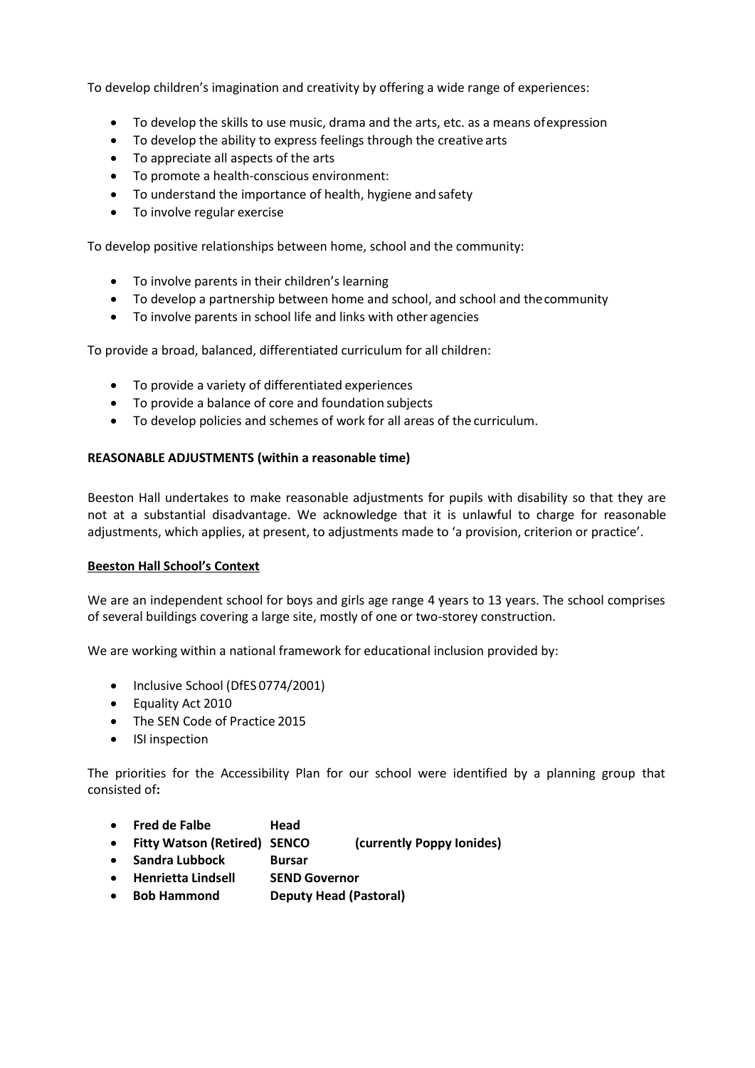To develop children's imagination and creativity by offering a wide range of experiences:

- To develop the skills to use music, drama and the arts, etc. as a means of expression
- To develop the ability to express feelings through the creative arts
- To appreciate all aspects of the arts
- To promote a health-conscious environment:
- To understand the importance of health, hygiene and safety
- To involve regular exercise

To develop positive relationships between home, school and the community:

- To involve parents in their children's learning
- To develop a partnership between home and school, and school and the community
- To involve parents in school life and links with other agencies

To provide a broad, balanced, differentiated curriculum for all children:

- To provide a variety of differentiated experiences
- To provide a balance of core and foundation subjects
- To develop policies and schemes of work for all areas of the curriculum.

**REASONABLE ADJUSTMENTS (within a reasonable time)**

Beeston Hall undertakes to make reasonable adjustments for pupils with disability so that they are not at a substantial disadvantage. We acknowledge that it is unlawful to charge for reasonable adjustments, which applies, at present, to adjustments made to 'a provision, criterion or practice'.

**Beeston Hall School's Context**

We are an independent school for boys and girls age range 4 years to 13 years. The school comprises of several buildings covering a large site, mostly of one or two-storey construction.

We are working within a national framework for educational inclusion provided by:

- Inclusive School (DfES 0774/2001)
- Equality Act 2010
- The SEN Code of Practice 2015
- ISI inspection

The priorities for the Accessibility Plan for our school were identified by a planning group that consisted of**:**

- **Fred de Falbe** **Head**
- **Fitty Watson (Retired)** **SENCO** **(currently Poppy Ionides)**
- **Sandra Lubbock** **Bursar**
- **Henrietta Lindsell** **SEND Governor**
- **Bob Hammond** **Deputy Head (Pastoral)**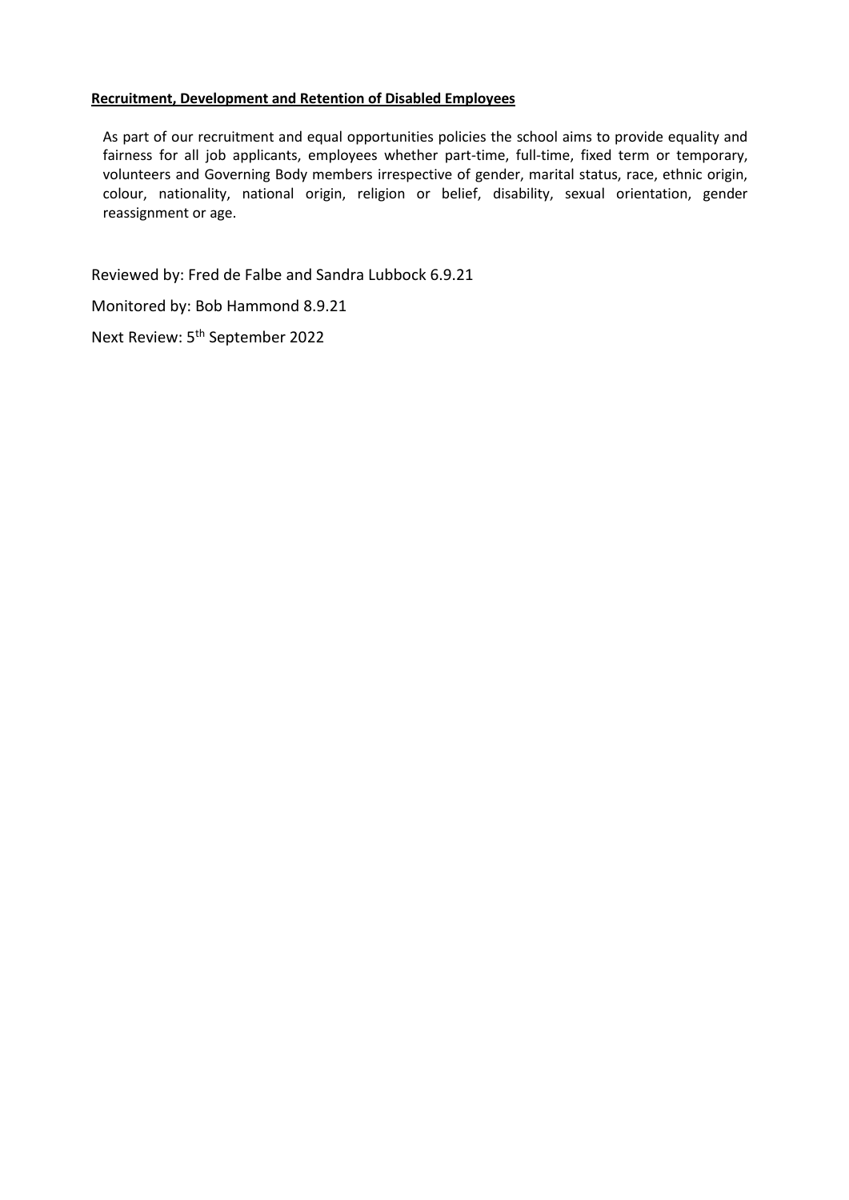**Recruitment, Development and Retention of Disabled Employees**

As part of our recruitment and equal opportunities policies the school aims to provide equality and fairness for all job applicants, employees whether part-time, full-time, fixed term or temporary, volunteers and Governing Body members irrespective of gender, marital status, race, ethnic origin, colour, nationality, national origin, religion or belief, disability, sexual orientation, gender reassignment or age.

Reviewed by: Fred de Falbe and Sandra Lubbock 6.9.21

Monitored by: Bob Hammond 8.9.21

Next Review: 5th September 2022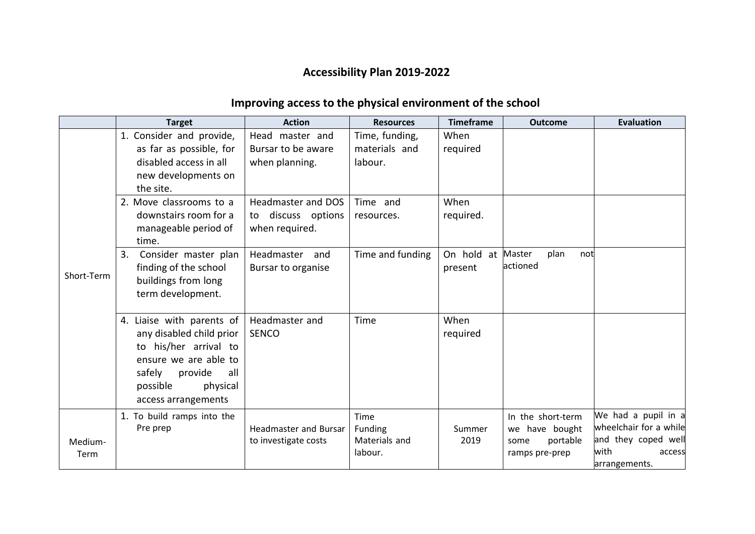# Accessibility Plan 2019-2022

## Improving access to the physical environment of the school

| | Target | Action | Resources | Timeframe | Outcome | Evaluation |
|---|---|---|---|---|---|---|
| Short-Term | 1. Consider and provide, as far as possible, for disabled access in all new developments on the site. | Head master and Bursar to be aware when planning. | Time, funding, materials and labour. | When required | | |
| | 2. Move classrooms to a downstairs room for a manageable period of time. | Headmaster and DOS to discuss options when required. | Time and resources. | When required. | | |
| | 3. Consider master plan finding of the school buildings from long term development. | Headmaster and Bursar to organise | Time and funding | On hold at present | Master plan not actioned | |
| | 4. Liaise with parents of any disabled child prior to his/her arrival to ensure we are able to safely provide all possible physical access arrangements | Headmaster and SENCO | Time | When required | | |
| Medium-Term | 1. To build ramps into the Pre prep | Headmaster and Bursar to investigate costs | Time Funding Materials and labour. | Summer 2019 | In the short-term we have bought some portable ramps pre-prep | We had a pupil in a wheelchair for a while and they coped well with access arrangements. |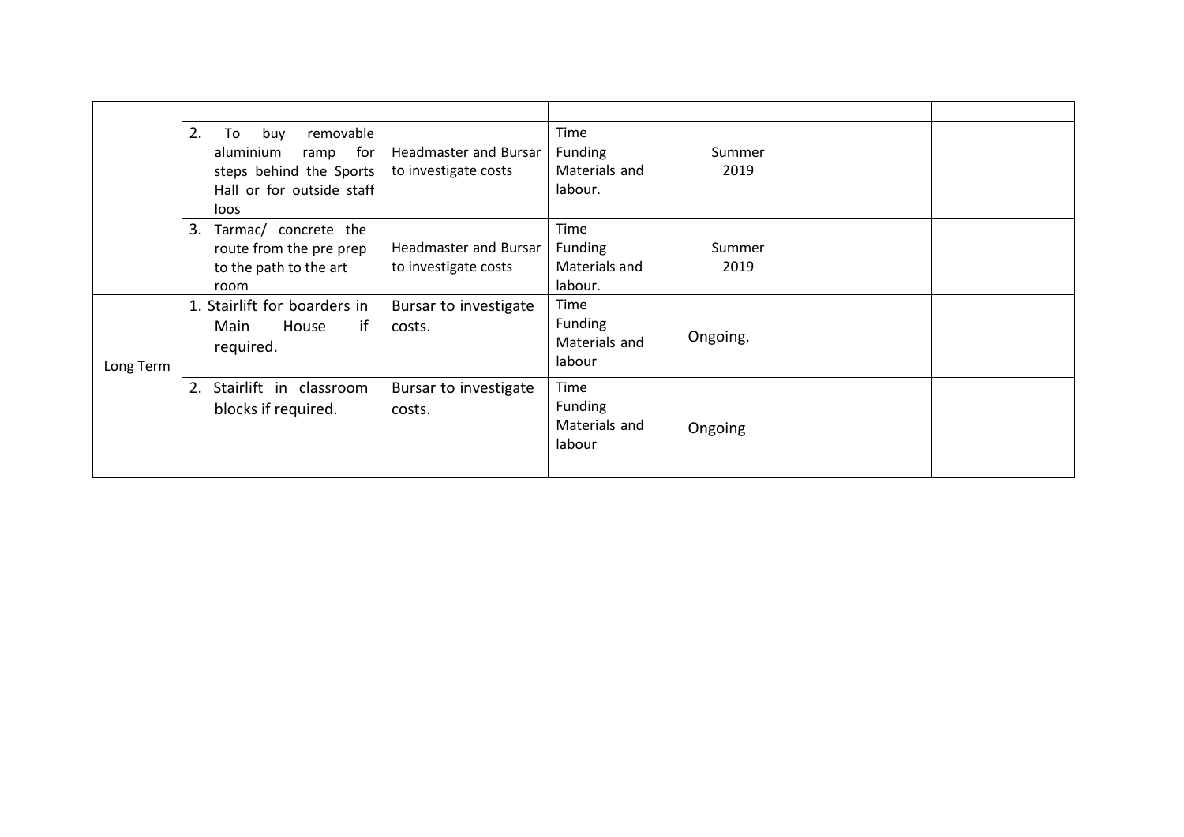| | | | | | | |
|---|---|---|---|---|---|---|
| | | | | | | |
| | 2. To buy removable aluminium ramp for steps behind the Sports Hall or for outside staff loos | Headmaster and Bursar to investigate costs | Time Funding Materials and labour. | Summer 2019 | | |
| | 3. Tarmac/ concrete the route from the pre prep to the path to the art room | Headmaster and Bursar to investigate costs | Time Funding Materials and labour. | Summer 2019 | | |
| Long Term | 1. Stairlift for boarders in Main House if required. | Bursar to investigate costs. | Time Funding Materials and labour | Ongoing. | | |
| | 2. Stairlift in classroom blocks if required. | Bursar to investigate costs. | Time Funding Materials and labour | Ongoing | | |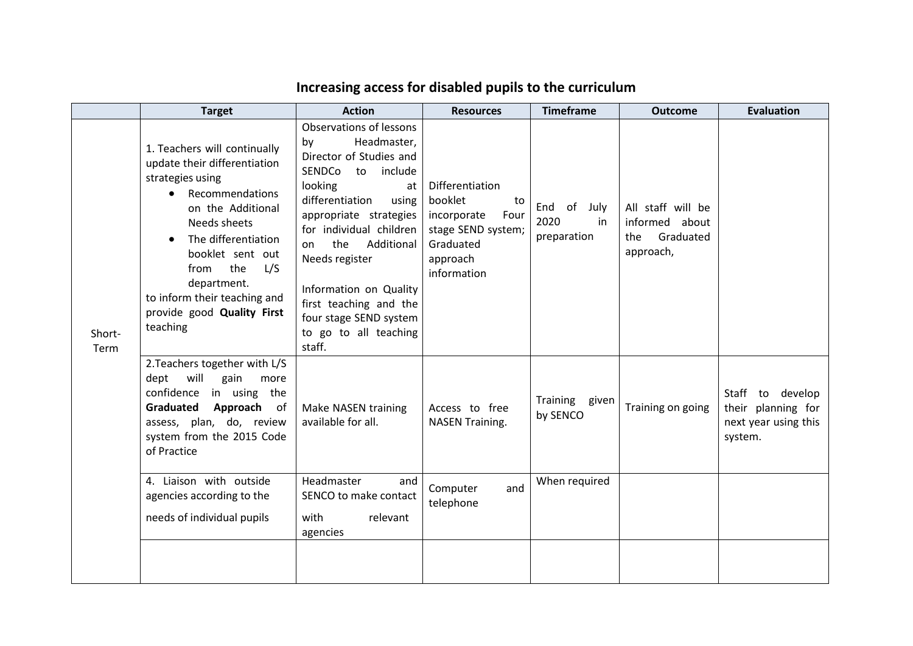## Increasing access for disabled pupils to the curriculum

| | Target | Action | Resources | Timeframe | Outcome | Evaluation |
|---|---|---|---|---|---|---|
| Short-Term | 1. Teachers will continually update their differentiation strategies using<br>• Recommendations on the Additional Needs sheets<br>• The differentiation booklet sent out from the L/S department.<br>to inform their teaching and provide good **Quality First** teaching | Observations of lessons by Headmaster, Director of Studies and SENDCo to include looking at differentiation using appropriate strategies for individual children on the Additional Needs register<br><br>Information on Quality first teaching and the four stage SEND system to go to all teaching staff. | Differentiation booklet to incorporate Four stage SEND system; Graduated approach information | End of July 2020 in preparation | All staff will be informed about the Graduated approach, | |
| | 2.Teachers together with L/S dept will gain more confidence in using the **Graduated Approach** of assess, plan, do, review system from the 2015 Code of Practice | Make NASEN training available for all. | Access to free NASEN Training. | Training given by SENCO | Training on going | Staff to develop their planning for next year using this system. |
| | 4. Liaison with outside agencies according to the needs of individual pupils | Headmaster and SENCO to make contact with relevant agencies | Computer and telephone | When required | | |
| | | | | | | |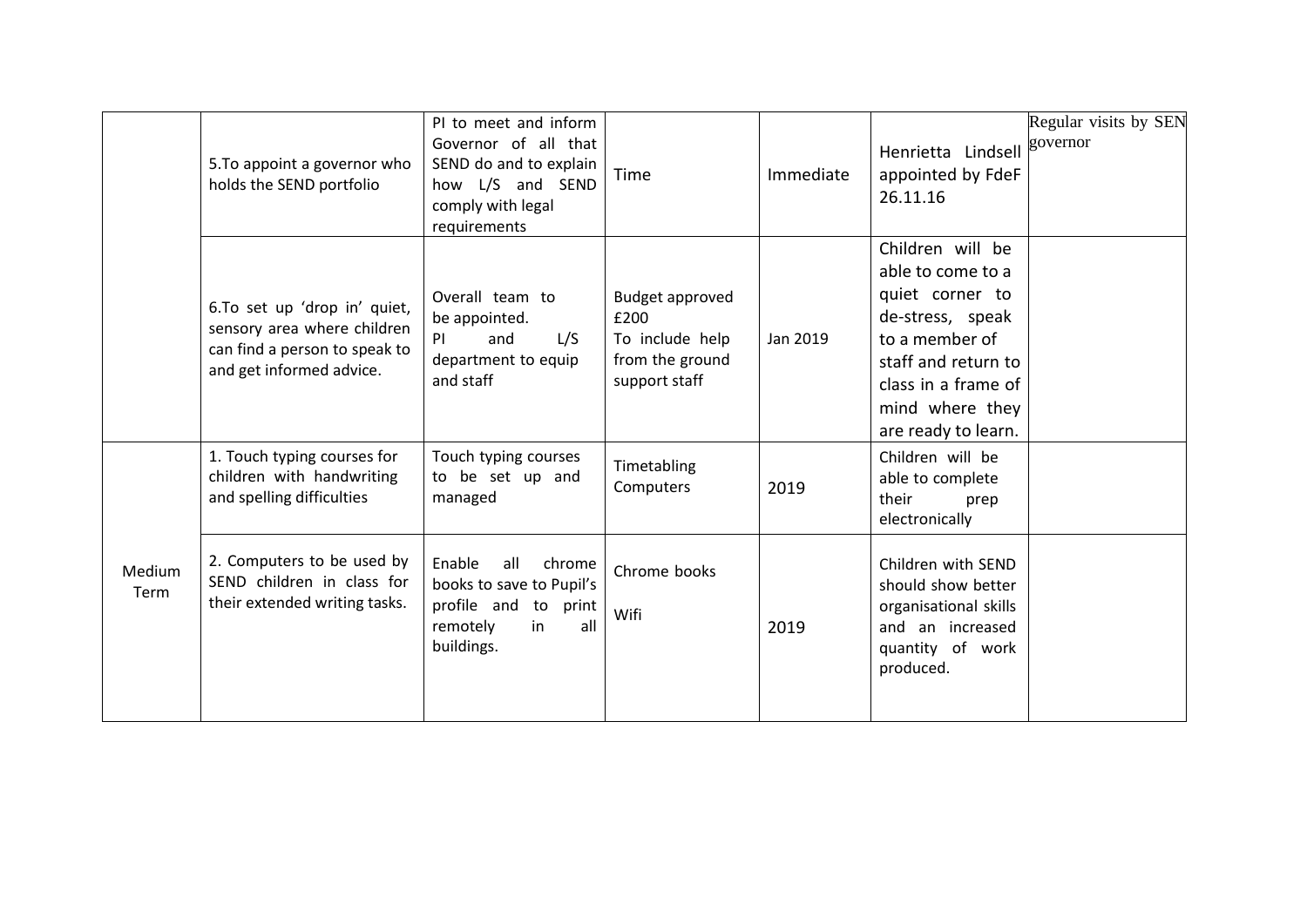| | | | | | | |
|---|---|---|---|---|---|---|
| | 5.To appoint a governor who holds the SEND portfolio | PI to meet and inform Governor of all that SEND do and to explain how L/S and SEND comply with legal requirements | Time | Immediate | Henrietta Lindsell appointed by FdeF 26.11.16 | Regular visits by SEN governor |
| | 6.To set up 'drop in' quiet, sensory area where children can find a person to speak to and get informed advice. | Overall team to be appointed. PI and L/S department to equip and staff | Budget approved £200 To include help from the ground support staff | Jan 2019 | Children will be able to come to a quiet corner to de-stress, speak to a member of staff and return to class in a frame of mind where they are ready to learn. | |
| Medium Term | 1. Touch typing courses for children with handwriting and spelling difficulties | Touch typing courses to be set up and managed | Timetabling Computers | 2019 | Children will be able to complete their prep electronically | |
| | 2. Computers to be used by SEND children in class for their extended writing tasks. | Enable all chrome books to save to Pupil's profile and to print remotely in all buildings. | Chrome books Wifi | 2019 | Children with SEND should show better organisational skills and an increased quantity of work produced. | |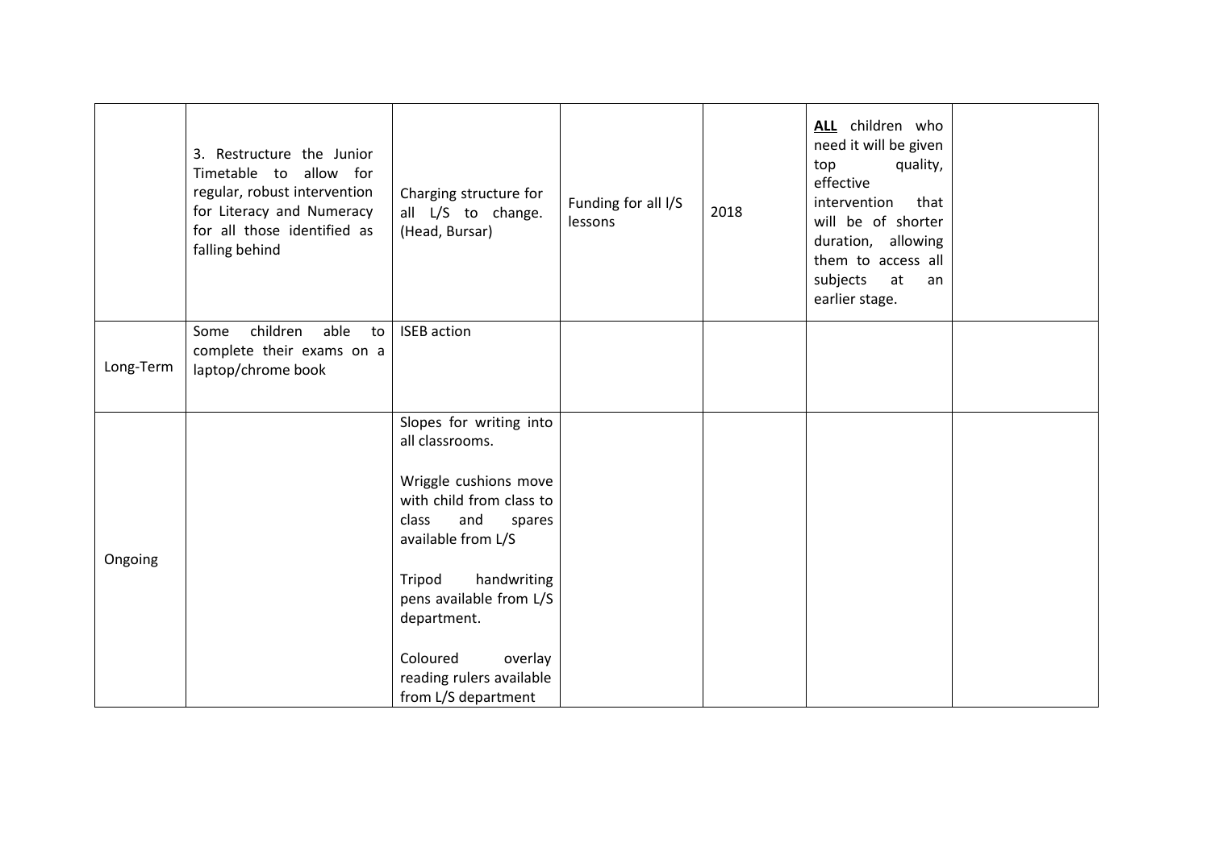| | | | | | | |
|---|---|---|---|---|---|---|
| | 3. Restructure the Junior Timetable to allow for regular, robust intervention for Literacy and Numeracy for all those identified as falling behind | Charging structure for all L/S to change. (Head, Bursar) | Funding for all l/S lessons | 2018 | **ALL** children who need it will be given top quality, effective intervention that will be of shorter duration, allowing them to access all subjects at an earlier stage. | |
| Long-Term | Some children able to complete their exams on a laptop/chrome book | ISEB action | | | | |
| Ongoing | | Slopes for writing into all classrooms.<br><br>Wriggle cushions move with child from class to class and spares available from L/S<br><br>Tripod handwriting pens available from L/S department.<br><br>Coloured overlay reading rulers available from L/S department | | | | |